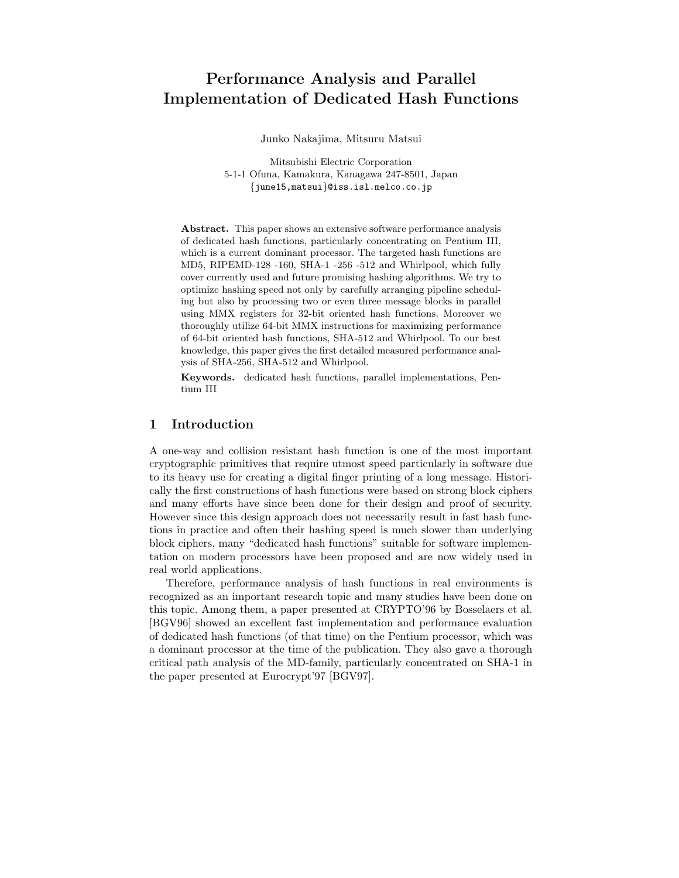# Performance Analysis and Parallel Implementation of Dedicated Hash Functions

Junko Nakajima, Mitsuru Matsui

Mitsubishi Electric Corporation
5-1-1 Ofuna, Kamakura, Kanagawa 247-8501, Japan
{june15,matsui}@iss.isl.melco.co.jp

**Abstract.** This paper shows an extensive software performance analysis of dedicated hash functions, particularly concentrating on Pentium III, which is a current dominant processor. The targeted hash functions are MD5, RIPEMD-128 -160, SHA-1 -256 -512 and Whirlpool, which fully cover currently used and future promising hashing algorithms. We try to optimize hashing speed not only by carefully arranging pipeline scheduling but also by processing two or even three message blocks in parallel using MMX registers for 32-bit oriented hash functions. Moreover we thoroughly utilize 64-bit MMX instructions for maximizing performance of 64-bit oriented hash functions, SHA-512 and Whirlpool. To our best knowledge, this paper gives the first detailed measured performance analysis of SHA-256, SHA-512 and Whirlpool.

**Keywords.** dedicated hash functions, parallel implementations, Pentium III

## 1 Introduction

A one-way and collision resistant hash function is one of the most important cryptographic primitives that require utmost speed particularly in software due to its heavy use for creating a digital finger printing of a long message. Historically the first constructions of hash functions were based on strong block ciphers and many efforts have since been done for their design and proof of security. However since this design approach does not necessarily result in fast hash functions in practice and often their hashing speed is much slower than underlying block ciphers, many "dedicated hash functions" suitable for software implementation on modern processors have been proposed and are now widely used in real world applications.

Therefore, performance analysis of hash functions in real environments is recognized as an important research topic and many studies have been done on this topic. Among them, a paper presented at CRYPTO'96 by Bosselaers et al. [BGV96] showed an excellent fast implementation and performance evaluation of dedicated hash functions (of that time) on the Pentium processor, which was a dominant processor at the time of the publication. They also gave a thorough critical path analysis of the MD-family, particularly concentrated on SHA-1 in the paper presented at Eurocrypt'97 [BGV97].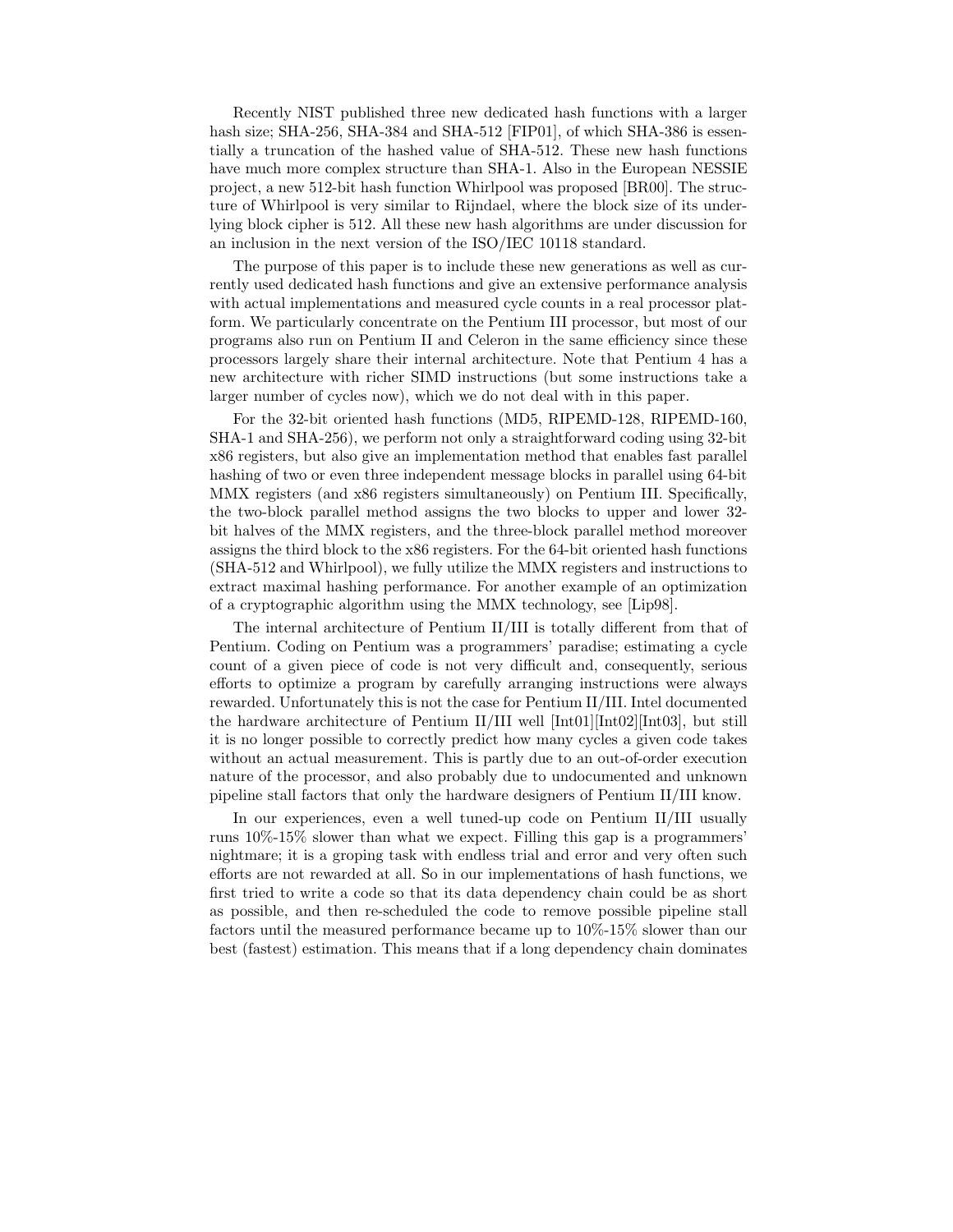Recently NIST published three new dedicated hash functions with a larger hash size; SHA-256, SHA-384 and SHA-512 [FIP01], of which SHA-386 is essentially a truncation of the hashed value of SHA-512. These new hash functions have much more complex structure than SHA-1. Also in the European NESSIE project, a new 512-bit hash function Whirlpool was proposed [BR00]. The structure of Whirlpool is very similar to Rijndael, where the block size of its underlying block cipher is 512. All these new hash algorithms are under discussion for an inclusion in the next version of the ISO/IEC 10118 standard.

The purpose of this paper is to include these new generations as well as currently used dedicated hash functions and give an extensive performance analysis with actual implementations and measured cycle counts in a real processor platform. We particularly concentrate on the Pentium III processor, but most of our programs also run on Pentium II and Celeron in the same efficiency since these processors largely share their internal architecture. Note that Pentium 4 has a new architecture with richer SIMD instructions (but some instructions take a larger number of cycles now), which we do not deal with in this paper.

For the 32-bit oriented hash functions (MD5, RIPEMD-128, RIPEMD-160, SHA-1 and SHA-256), we perform not only a straightforward coding using 32-bit x86 registers, but also give an implementation method that enables fast parallel hashing of two or even three independent message blocks in parallel using 64-bit MMX registers (and x86 registers simultaneously) on Pentium III. Specifically, the two-block parallel method assigns the two blocks to upper and lower 32-bit halves of the MMX registers, and the three-block parallel method moreover assigns the third block to the x86 registers. For the 64-bit oriented hash functions (SHA-512 and Whirlpool), we fully utilize the MMX registers and instructions to extract maximal hashing performance. For another example of an optimization of a cryptographic algorithm using the MMX technology, see [Lip98].

The internal architecture of Pentium II/III is totally different from that of Pentium. Coding on Pentium was a programmers' paradise; estimating a cycle count of a given piece of code is not very difficult and, consequently, serious efforts to optimize a program by carefully arranging instructions were always rewarded. Unfortunately this is not the case for Pentium II/III. Intel documented the hardware architecture of Pentium II/III well [Int01][Int02][Int03], but still it is no longer possible to correctly predict how many cycles a given code takes without an actual measurement. This is partly due to an out-of-order execution nature of the processor, and also probably due to undocumented and unknown pipeline stall factors that only the hardware designers of Pentium II/III know.

In our experiences, even a well tuned-up code on Pentium II/III usually runs 10%-15% slower than what we expect. Filling this gap is a programmers' nightmare; it is a groping task with endless trial and error and very often such efforts are not rewarded at all. So in our implementations of hash functions, we first tried to write a code so that its data dependency chain could be as short as possible, and then re-scheduled the code to remove possible pipeline stall factors until the measured performance became up to 10%-15% slower than our best (fastest) estimation. This means that if a long dependency chain dominates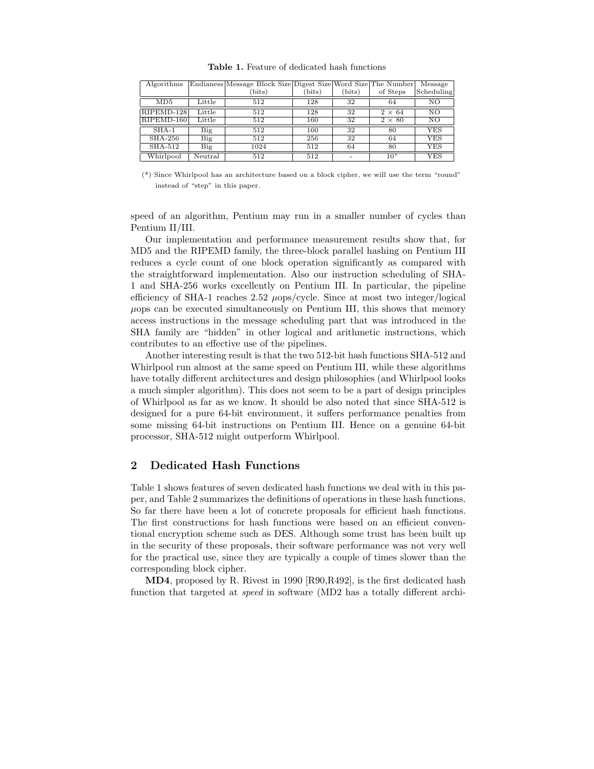**Table 1.** Feature of dedicated hash functions

| Algorithms | Endianess | Message Block Size (bits) | Digest Size (bits) | Word Size (bits) | The Number of Steps | Message Scheduling |
|---|---|---|---|---|---|---|
| MD5 | Little | 512 | 128 | 32 | 64 | NO |
| RIPEMD-128 | Little | 512 | 128 | 32 | $2 \times 64$ | NO |
| RIPEMD-160 | Little | 512 | 160 | 32 | $2 \times 80$ | NO |
| SHA-1 | Big | 512 | 160 | 32 | 80 | YES |
| SHA-256 | Big | 512 | 256 | 32 | 64 | YES |
| SHA-512 | Big | 1024 | 512 | 64 | 80 | YES |
| Whirlpool | Neutral | 512 | 512 | - | 10* | YES |

(*) Since Whirlpool has an architecture based on a block cipher, we will use the term "round" instead of "step" in this paper.

speed of an algorithm, Pentium may run in a smaller number of cycles than Pentium II/III.

Our implementation and performance measurement results show that, for MD5 and the RIPEMD family, the three-block parallel hashing on Pentium III reduces a cycle count of one block operation significantly as compared with the straightforward implementation. Also our instruction scheduling of SHA-1 and SHA-256 works excellently on Pentium III. In particular, the pipeline efficiency of SHA-1 reaches 2.52 $\mu$ops/cycle. Since at most two integer/logical $\mu$ops can be executed simultaneously on Pentium III, this shows that memory access instructions in the message scheduling part that was introduced in the SHA family are "hidden" in other logical and arithmetic instructions, which contributes to an effective use of the pipelines.

Another interesting result is that the two 512-bit hash functions SHA-512 and Whirlpool run almost at the same speed on Pentium III, while these algorithms have totally different architectures and design philosophies (and Whirlpool looks a much simpler algorithm). This does not seem to be a part of design principles of Whirlpool as far as we know. It should be also noted that since SHA-512 is designed for a pure 64-bit environment, it suffers performance penalties from some missing 64-bit instructions on Pentium III. Hence on a genuine 64-bit processor, SHA-512 might outperform Whirlpool.

## 2 Dedicated Hash Functions

Table 1 shows features of seven dedicated hash functions we deal with in this paper, and Table 2 summarizes the definitions of operations in these hash functions. So far there have been a lot of concrete proposals for efficient hash functions. The first constructions for hash functions were based on an efficient conventional encryption scheme such as DES. Although some trust has been built up in the security of these proposals, their software performance was not very well for the practical use, since they are typically a couple of times slower than the corresponding block cipher.

**MD4**, proposed by R. Rivest in 1990 [R90,R492], is the first dedicated hash function that targeted at *speed* in software (MD2 has a totally different archi-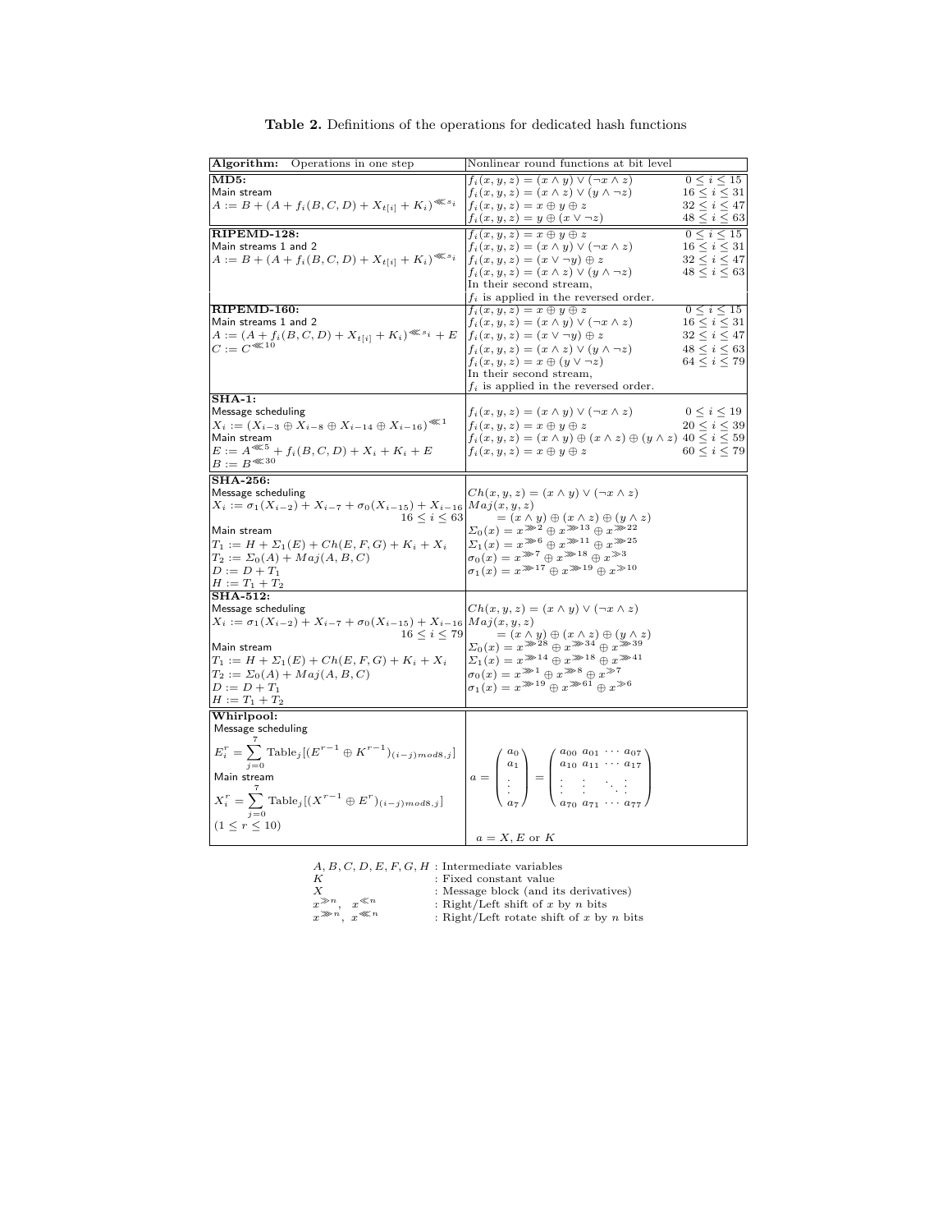**Table 2.** Definitions of the operations for dedicated hash functions

| **Algorithm:** Operations in one step | Nonlinear round functions at bit level |
|---|---|
| **MD5:**<br>Main stream<br>$A := B + (A + f_i(B,C,D) + X_{t[i]} + K_i)^{\lll s_i}$ | $f_i(x,y,z) = (x \wedge y) \vee (\neg x \wedge z)$ $\quad 0 \leq i \leq 15$<br>$f_i(x,y,z) = (x \wedge z) \vee (y \wedge \neg z)$ $\quad 16 \leq i \leq 31$<br>$f_i(x,y,z) = x \oplus y \oplus z$ $\quad 32 \leq i \leq 47$<br>$f_i(x,y,z) = y \oplus (x \vee \neg z)$ $\quad 48 \leq i \leq 63$ |
| **RIPEMD-128:**<br>Main streams 1 and 2<br>$A := B + (A + f_i(B,C,D) + X_{t[i]} + K_i)^{\lll s_i}$ | $f_i(x,y,z) = x \oplus y \oplus z$ $\quad 0 \leq i \leq 15$<br>$f_i(x,y,z) = (x \wedge y) \vee (\neg x \wedge z)$ $\quad 16 \leq i \leq 31$<br>$f_i(x,y,z) = (x \vee \neg y) \oplus z$ $\quad 32 \leq i \leq 47$<br>$f_i(x,y,z) = (x \wedge z) \vee (y \wedge \neg z)$ $\quad 48 \leq i \leq 63$<br>In their second stream,<br>$f_i$ is applied in the reversed order. |
| **RIPEMD-160:**<br>Main streams 1 and 2<br>$A := (A + f_i(B,C,D) + X_{t[i]} + K_i)^{\lll s_i} + E$<br>$C := C^{\lll 10}$ | $f_i(x,y,z) = x \oplus y \oplus z$ $\quad 0 \leq i \leq 15$<br>$f_i(x,y,z) = (x \wedge y) \vee (\neg x \wedge z)$ $\quad 16 \leq i \leq 31$<br>$f_i(x,y,z) = (x \vee \neg y) \oplus z$ $\quad 32 \leq i \leq 47$<br>$f_i(x,y,z) = (x \wedge z) \vee (y \wedge \neg z)$ $\quad 48 \leq i \leq 63$<br>$f_i(x,y,z) = x \oplus (y \vee \neg z)$ $\quad 64 \leq i \leq 79$<br>In their second stream,<br>$f_i$ is applied in the reversed order. |
| **SHA-1:**<br>Message scheduling<br>$X_i := (X_{i-3} \oplus X_{i-8} \oplus X_{i-14} \oplus X_{i-16})^{\lll 1}$<br>Main stream<br>$E := A^{\lll 5} + f_i(B,C,D) + X_i + K_i + E$<br>$B := B^{\lll 30}$ | $f_i(x,y,z) = (x \wedge y) \vee (\neg x \wedge z)$ $\quad 0 \leq i \leq 19$<br>$f_i(x,y,z) = x \oplus y \oplus z$ $\quad 20 \leq i \leq 39$<br>$f_i(x,y,z) = (x \wedge y) \oplus (x \wedge z) \oplus (y \wedge z)$ $\quad 40 \leq i \leq 59$<br>$f_i(x,y,z) = x \oplus y \oplus z$ $\quad 60 \leq i \leq 79$ |
| **SHA-256:**<br>Message scheduling<br>$X_i := \sigma_1(X_{i-2}) + X_{i-7} + \sigma_0(X_{i-15}) + X_{i-16}$ $\quad 16 \leq i \leq 63$<br>Main stream<br>$T_1 := H + \Sigma_1(E) + Ch(E,F,G) + K_i + X_i$<br>$T_2 := \Sigma_0(A) + Maj(A,B,C)$<br>$D := D + T_1$<br>$H := T_1 + T_2$ | $Ch(x,y,z) = (x \wedge y) \vee (\neg x \wedge z)$<br>$Maj(x,y,z) = (x \wedge y) \oplus (x \wedge z) \oplus (y \wedge z)$<br>$\Sigma_0(x) = x^{\ggg 2} \oplus x^{\ggg 13} \oplus x^{\ggg 22}$<br>$\Sigma_1(x) = x^{\ggg 6} \oplus x^{\ggg 11} \oplus x^{\ggg 25}$<br>$\sigma_0(x) = x^{\ggg 7} \oplus x^{\ggg 18} \oplus x^{\gg 3}$<br>$\sigma_1(x) = x^{\ggg 17} \oplus x^{\ggg 19} \oplus x^{\gg 10}$ |
| **SHA-512:**<br>Message scheduling<br>$X_i := \sigma_1(X_{i-2}) + X_{i-7} + \sigma_0(X_{i-15}) + X_{i-16}$ $\quad 16 \leq i \leq 79$<br>Main stream<br>$T_1 := H + \Sigma_1(E) + Ch(E,F,G) + K_i + X_i$<br>$T_2 := \Sigma_0(A) + Maj(A,B,C)$<br>$D := D + T_1$<br>$H := T_1 + T_2$ | $Ch(x,y,z) = (x \wedge y) \vee (\neg x \wedge z)$<br>$Maj(x,y,z) = (x \wedge y) \oplus (x \wedge z) \oplus (y \wedge z)$<br>$\Sigma_0(x) = x^{\ggg 28} \oplus x^{\ggg 34} \oplus x^{\ggg 39}$<br>$\Sigma_1(x) = x^{\ggg 14} \oplus x^{\ggg 18} \oplus x^{\ggg 41}$<br>$\sigma_0(x) = x^{\ggg 1} \oplus x^{\ggg 8} \oplus x^{\gg 7}$<br>$\sigma_1(x) = x^{\ggg 19} \oplus x^{\ggg 61} \oplus x^{\gg 6}$ |
| **Whirlpool:**<br>Message scheduling<br>$E_i^r = \sum_{j=0}^{7} \text{Table}_j[(E^{r-1} \oplus K^{r-1})_{(i-j) mod 8, j}]$<br>Main stream<br>$X_i^r = \sum_{j=0}^{7} \text{Table}_j[(X^{r-1} \oplus E^r)_{(i-j) mod 8, j}]$<br>$(1 \leq r \leq 10)$ | $a = \begin{pmatrix} a_0 \\ a_1 \\ \vdots \\ a_7 \end{pmatrix} = \begin{pmatrix} a_{00} & a_{01} & \cdots & a_{07} \\ a_{10} & a_{11} & \cdots & a_{17} \\ \vdots & \vdots & \ddots & \vdots \\ a_{70} & a_{71} & \cdots & a_{77} \end{pmatrix}$<br>$a = X, E$ or $K$ |

$A, B, C, D, E, F, G, H$ : Intermediate variables
$K$ : Fixed constant value
$X$ : Message block (and its derivatives)
$x^{\gg n}$, $x^{\ll n}$ : Right/Left shift of $x$ by $n$ bits
$x^{\ggg n}$, $x^{\lll n}$ : Right/Left rotate shift of $x$ by $n$ bits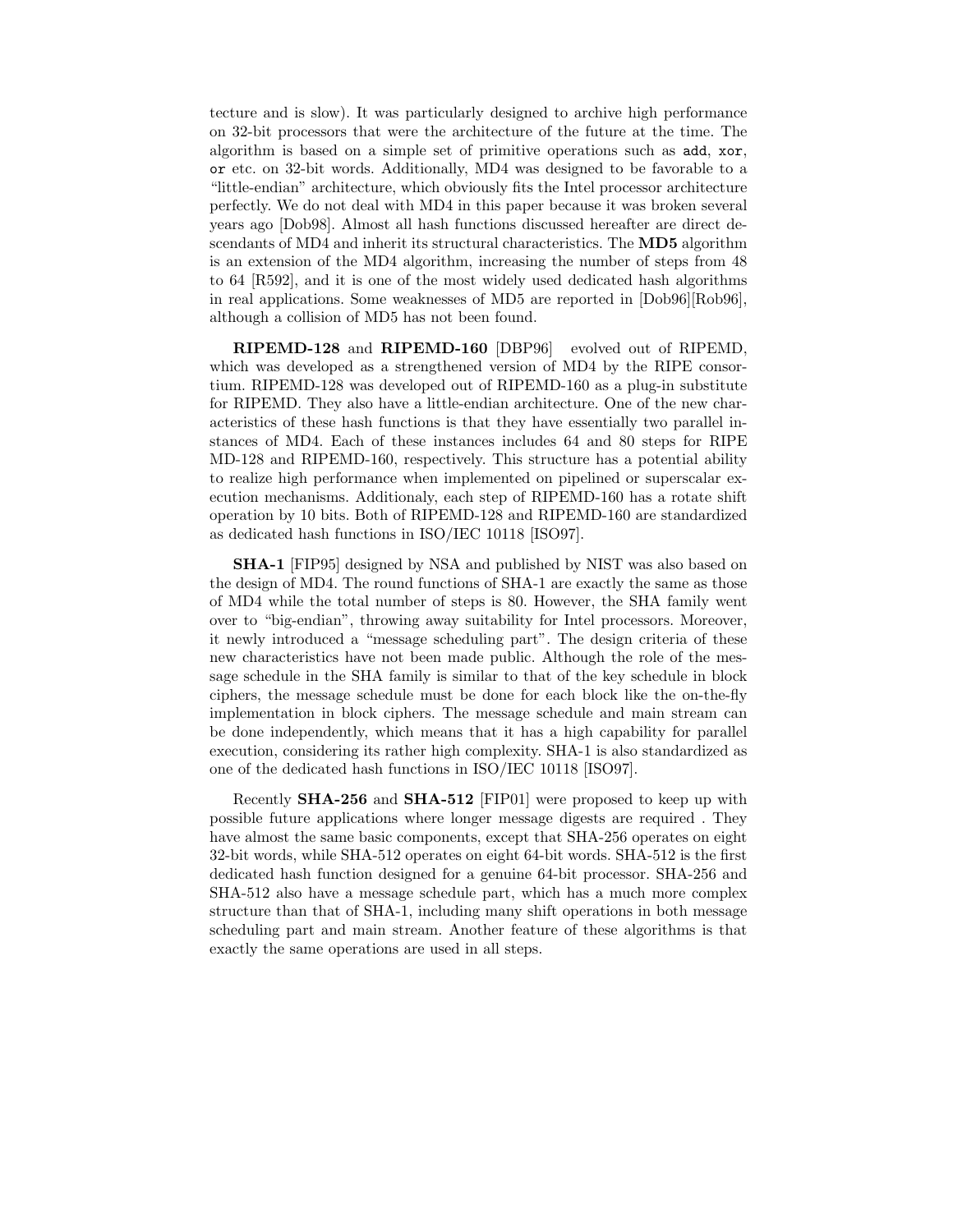tecture and is slow). It was particularly designed to archive high performance on 32-bit processors that were the architecture of the future at the time. The algorithm is based on a simple set of primitive operations such as `add`, `xor`, `or` etc. on 32-bit words. Additionally, MD4 was designed to be favorable to a "little-endian" architecture, which obviously fits the Intel processor architecture perfectly. We do not deal with MD4 in this paper because it was broken several years ago [Dob98]. Almost all hash functions discussed hereafter are direct descendants of MD4 and inherit its structural characteristics. The **MD5** algorithm is an extension of the MD4 algorithm, increasing the number of steps from 48 to 64 [R592], and it is one of the most widely used dedicated hash algorithms in real applications. Some weaknesses of MD5 are reported in [Dob96][Rob96], although a collision of MD5 has not been found.

**RIPEMD-128** and **RIPEMD-160** [DBP96] evolved out of RIPEMD, which was developed as a strengthened version of MD4 by the RIPE consortium. RIPEMD-128 was developed out of RIPEMD-160 as a plug-in substitute for RIPEMD. They also have a little-endian architecture. One of the new characteristics of these hash functions is that they have essentially two parallel instances of MD4. Each of these instances includes 64 and 80 steps for RIPE MD-128 and RIPEMD-160, respectively. This structure has a potential ability to realize high performance when implemented on pipelined or superscalar execution mechanisms. Additionaly, each step of RIPEMD-160 has a rotate shift operation by 10 bits. Both of RIPEMD-128 and RIPEMD-160 are standardized as dedicated hash functions in ISO/IEC 10118 [ISO97].

**SHA-1** [FIP95] designed by NSA and published by NIST was also based on the design of MD4. The round functions of SHA-1 are exactly the same as those of MD4 while the total number of steps is 80. However, the SHA family went over to "big-endian", throwing away suitability for Intel processors. Moreover, it newly introduced a "message scheduling part". The design criteria of these new characteristics have not been made public. Although the role of the message schedule in the SHA family is similar to that of the key schedule in block ciphers, the message schedule must be done for each block like the on-the-fly implementation in block ciphers. The message schedule and main stream can be done independently, which means that it has a high capability for parallel execution, considering its rather high complexity. SHA-1 is also standardized as one of the dedicated hash functions in ISO/IEC 10118 [ISO97].

Recently **SHA-256** and **SHA-512** [FIP01] were proposed to keep up with possible future applications where longer message digests are required . They have almost the same basic components, except that SHA-256 operates on eight 32-bit words, while SHA-512 operates on eight 64-bit words. SHA-512 is the first dedicated hash function designed for a genuine 64-bit processor. SHA-256 and SHA-512 also have a message schedule part, which has a much more complex structure than that of SHA-1, including many shift operations in both message scheduling part and main stream. Another feature of these algorithms is that exactly the same operations are used in all steps.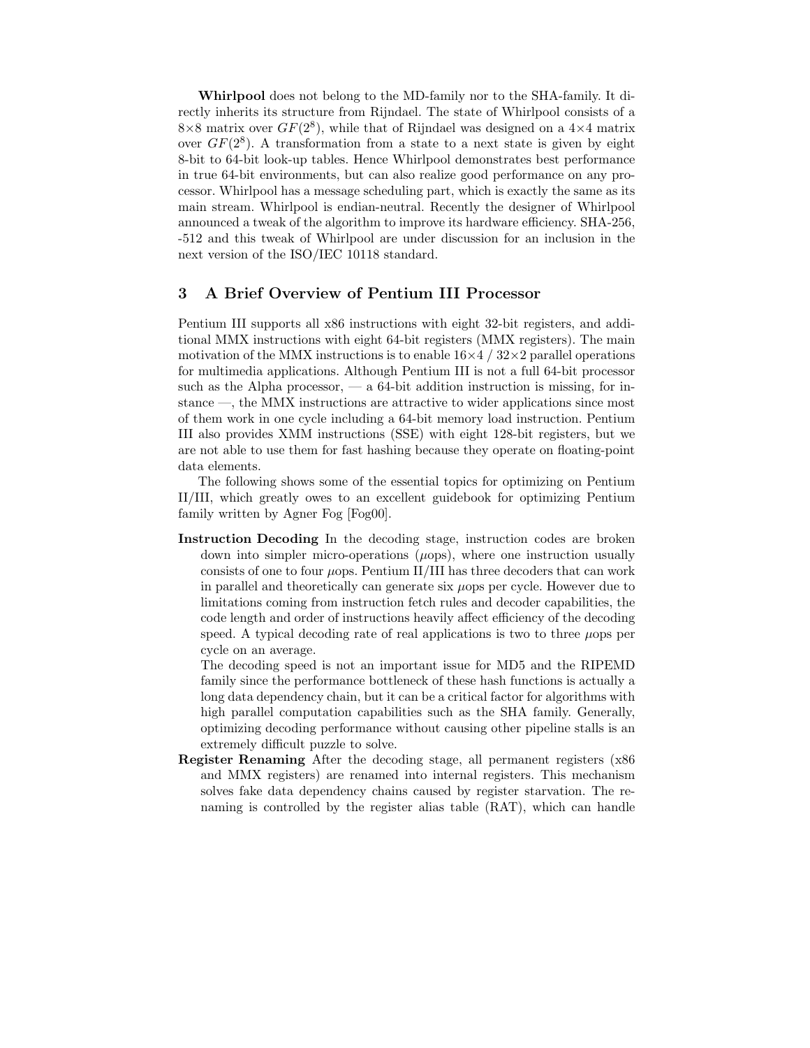**Whirlpool** does not belong to the MD-family nor to the SHA-family. It directly inherits its structure from Rijndael. The state of Whirlpool consists of a $8\times8$ matrix over $GF(2^8)$, while that of Rijndael was designed on a $4\times4$ matrix over $GF(2^8)$. A transformation from a state to a next state is given by eight 8-bit to 64-bit look-up tables. Hence Whirlpool demonstrates best performance in true 64-bit environments, but can also realize good performance on any processor. Whirlpool has a message scheduling part, which is exactly the same as its main stream. Whirlpool is endian-neutral. Recently the designer of Whirlpool announced a tweak of the algorithm to improve its hardware efficiency. SHA-256, -512 and this tweak of Whirlpool are under discussion for an inclusion in the next version of the ISO/IEC 10118 standard.

## 3 A Brief Overview of Pentium III Processor

Pentium III supports all x86 instructions with eight 32-bit registers, and additional MMX instructions with eight 64-bit registers (MMX registers). The main motivation of the MMX instructions is to enable $16\times4$ / $32\times2$ parallel operations for multimedia applications. Although Pentium III is not a full 64-bit processor such as the Alpha processor, — a 64-bit addition instruction is missing, for instance —, the MMX instructions are attractive to wider applications since most of them work in one cycle including a 64-bit memory load instruction. Pentium III also provides XMM instructions (SSE) with eight 128-bit registers, but we are not able to use them for fast hashing because they operate on floating-point data elements.

The following shows some of the essential topics for optimizing on Pentium II/III, which greatly owes to an excellent guidebook for optimizing Pentium family written by Agner Fog [Fog00].

**Instruction Decoding** In the decoding stage, instruction codes are broken down into simpler micro-operations ($\mu$ops), where one instruction usually consists of one to four $\mu$ops. Pentium II/III has three decoders that can work in parallel and theoretically can generate six $\mu$ops per cycle. However due to limitations coming from instruction fetch rules and decoder capabilities, the code length and order of instructions heavily affect efficiency of the decoding speed. A typical decoding rate of real applications is two to three $\mu$ops per cycle on an average.

The decoding speed is not an important issue for MD5 and the RIPEMD family since the performance bottleneck of these hash functions is actually a long data dependency chain, but it can be a critical factor for algorithms with high parallel computation capabilities such as the SHA family. Generally, optimizing decoding performance without causing other pipeline stalls is an extremely difficult puzzle to solve.

**Register Renaming** After the decoding stage, all permanent registers (x86 and MMX registers) are renamed into internal registers. This mechanism solves fake data dependency chains caused by register starvation. The renaming is controlled by the register alias table (RAT), which can handle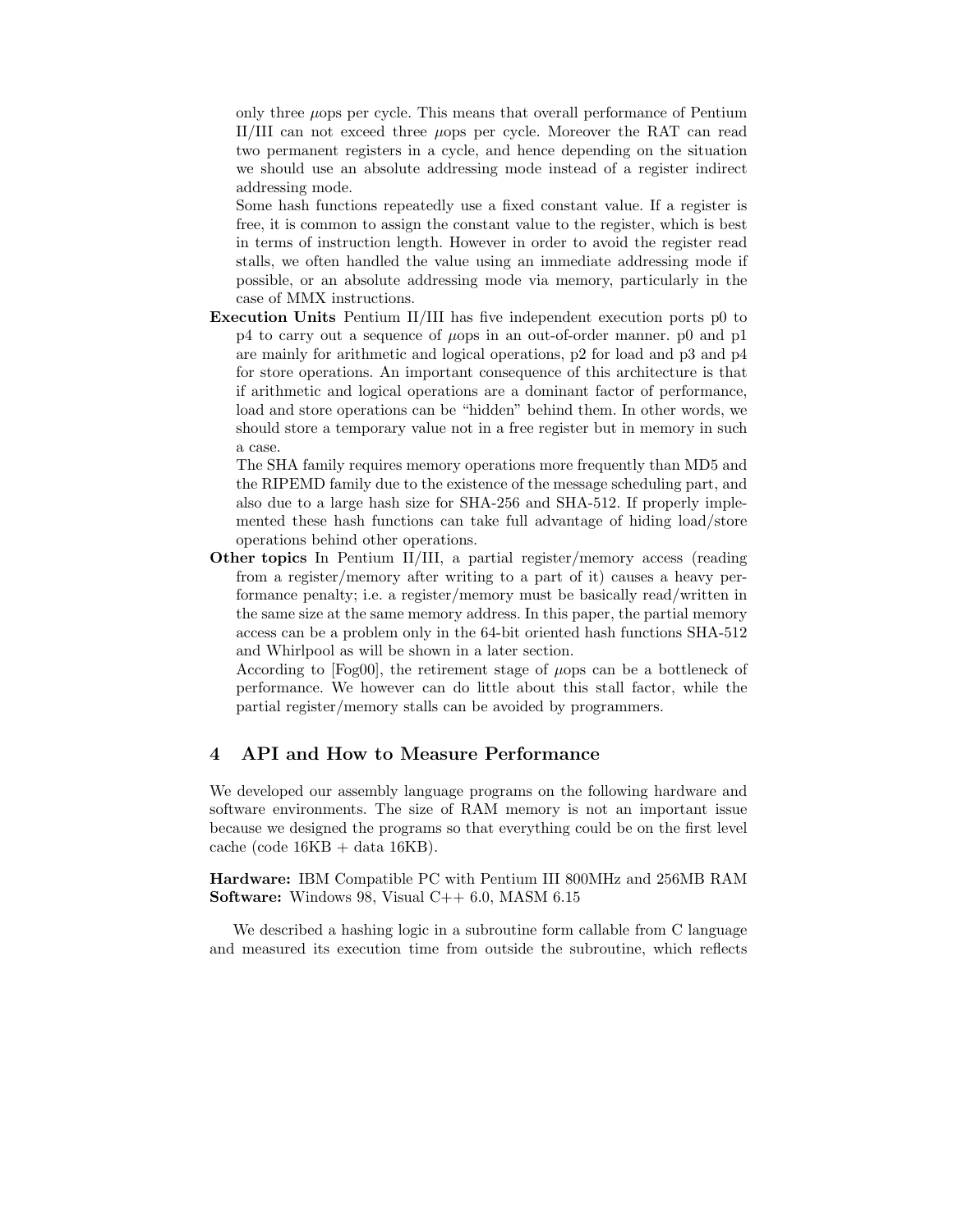only three $\mu$ops per cycle. This means that overall performance of Pentium II/III can not exceed three $\mu$ops per cycle. Moreover the RAT can read two permanent registers in a cycle, and hence depending on the situation we should use an absolute addressing mode instead of a register indirect addressing mode.

Some hash functions repeatedly use a fixed constant value. If a register is free, it is common to assign the constant value to the register, which is best in terms of instruction length. However in order to avoid the register read stalls, we often handled the value using an immediate addressing mode if possible, or an absolute addressing mode via memory, particularly in the case of MMX instructions.

**Execution Units** Pentium II/III has five independent execution ports p0 to p4 to carry out a sequence of $\mu$ops in an out-of-order manner. p0 and p1 are mainly for arithmetic and logical operations, p2 for load and p3 and p4 for store operations. An important consequence of this architecture is that if arithmetic and logical operations are a dominant factor of performance, load and store operations can be "hidden" behind them. In other words, we should store a temporary value not in a free register but in memory in such a case.

The SHA family requires memory operations more frequently than MD5 and the RIPEMD family due to the existence of the message scheduling part, and also due to a large hash size for SHA-256 and SHA-512. If properly implemented these hash functions can take full advantage of hiding load/store operations behind other operations.

**Other topics** In Pentium II/III, a partial register/memory access (reading from a register/memory after writing to a part of it) causes a heavy performance penalty; i.e. a register/memory must be basically read/written in the same size at the same memory address. In this paper, the partial memory access can be a problem only in the 64-bit oriented hash functions SHA-512 and Whirlpool as will be shown in a later section.

According to [Fog00], the retirement stage of $\mu$ops can be a bottleneck of performance. We however can do little about this stall factor, while the partial register/memory stalls can be avoided by programmers.

## 4 API and How to Measure Performance

We developed our assembly language programs on the following hardware and software environments. The size of RAM memory is not an important issue because we designed the programs so that everything could be on the first level cache (code 16KB + data 16KB).

**Hardware:** IBM Compatible PC with Pentium III 800MHz and 256MB RAM
**Software:** Windows 98, Visual C++ 6.0, MASM 6.15

We described a hashing logic in a subroutine form callable from C language and measured its execution time from outside the subroutine, which reflects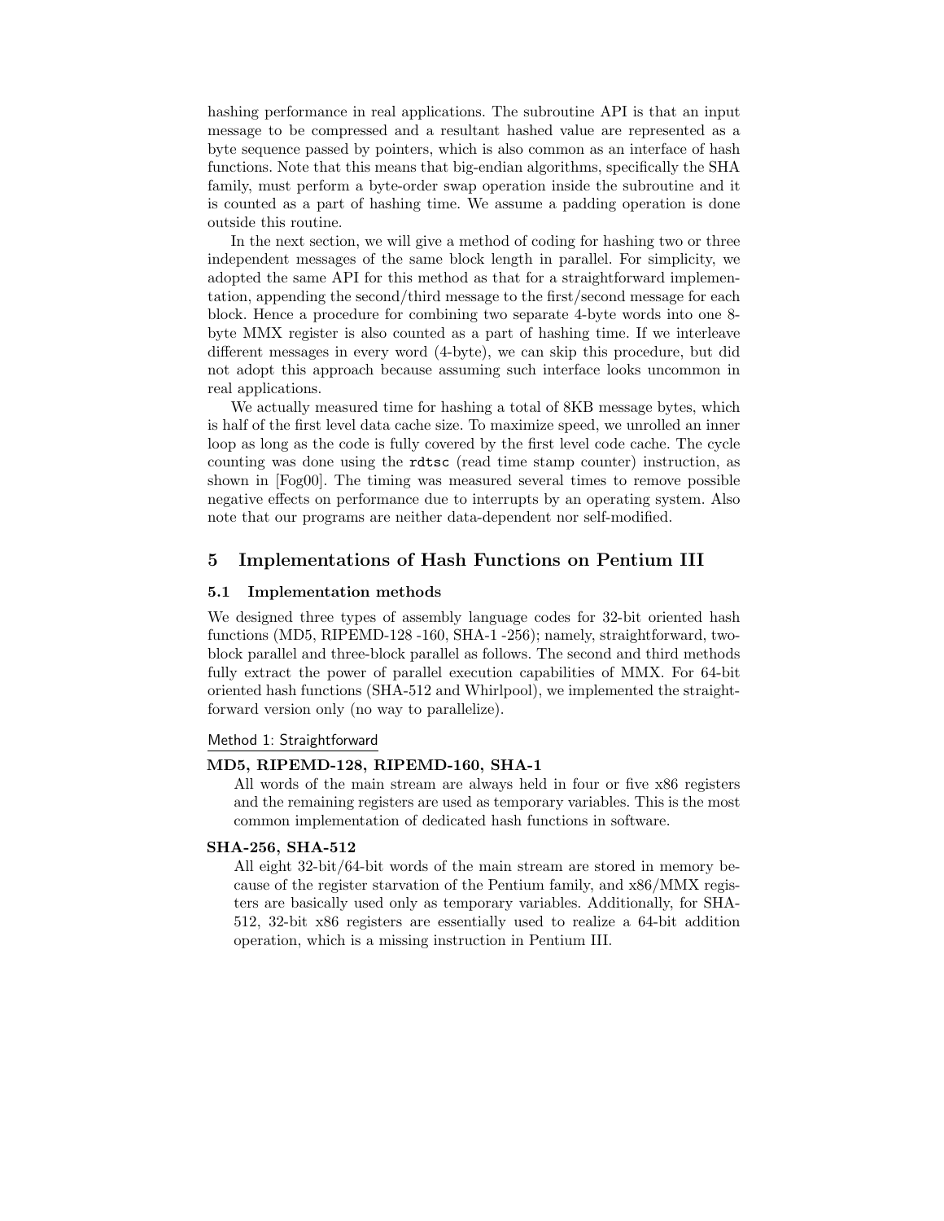hashing performance in real applications. The subroutine API is that an input message to be compressed and a resultant hashed value are represented as a byte sequence passed by pointers, which is also common as an interface of hash functions. Note that this means that big-endian algorithms, specifically the SHA family, must perform a byte-order swap operation inside the subroutine and it is counted as a part of hashing time. We assume a padding operation is done outside this routine.

In the next section, we will give a method of coding for hashing two or three independent messages of the same block length in parallel. For simplicity, we adopted the same API for this method as that for a straightforward implementation, appending the second/third message to the first/second message for each block. Hence a procedure for combining two separate 4-byte words into one 8-byte MMX register is also counted as a part of hashing time. If we interleave different messages in every word (4-byte), we can skip this procedure, but did not adopt this approach because assuming such interface looks uncommon in real applications.

We actually measured time for hashing a total of 8KB message bytes, which is half of the first level data cache size. To maximize speed, we unrolled an inner loop as long as the code is fully covered by the first level code cache. The cycle counting was done using the `rdtsc` (read time stamp counter) instruction, as shown in [Fog00]. The timing was measured several times to remove possible negative effects on performance due to interrupts by an operating system. Also note that our programs are neither data-dependent nor self-modified.

## 5 Implementations of Hash Functions on Pentium III

### 5.1 Implementation methods

We designed three types of assembly language codes for 32-bit oriented hash functions (MD5, RIPEMD-128 -160, SHA-1 -256); namely, straightforward, two-block parallel and three-block parallel as follows. The second and third methods fully extract the power of parallel execution capabilities of MMX. For 64-bit oriented hash functions (SHA-512 and Whirlpool), we implemented the straightforward version only (no way to parallelize).

Method 1: Straightforward

**MD5, RIPEMD-128, RIPEMD-160, SHA-1**

All words of the main stream are always held in four or five x86 registers and the remaining registers are used as temporary variables. This is the most common implementation of dedicated hash functions in software.

**SHA-256, SHA-512**

All eight 32-bit/64-bit words of the main stream are stored in memory because of the register starvation of the Pentium family, and x86/MMX registers are basically used only as temporary variables. Additionally, for SHA-512, 32-bit x86 registers are essentially used to realize a 64-bit addition operation, which is a missing instruction in Pentium III.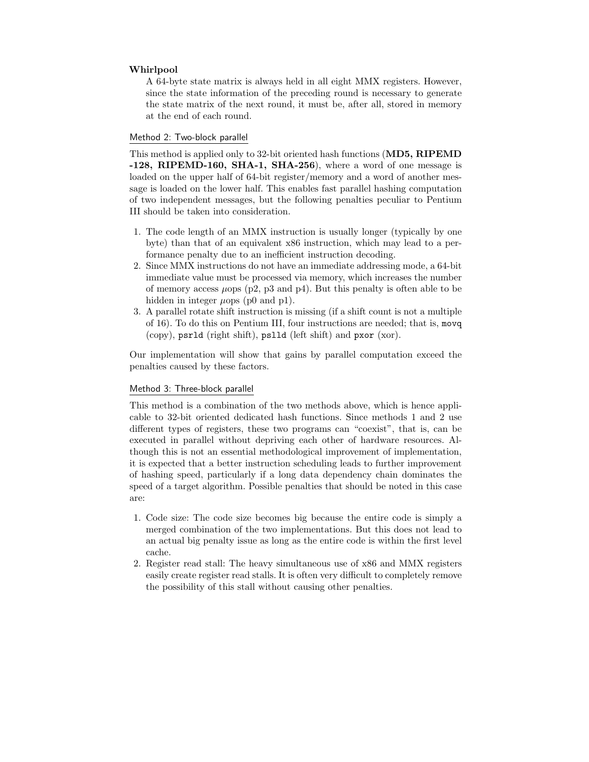**Whirlpool**

A 64-byte state matrix is always held in all eight MMX registers. However, since the state information of the preceding round is necessary to generate the state matrix of the next round, it must be, after all, stored in memory at the end of each round.

Method 2: Two-block parallel

This method is applied only to 32-bit oriented hash functions (**MD5, RIPEMD-128, RIPEMD-160, SHA-1, SHA-256**), where a word of one message is loaded on the upper half of 64-bit register/memory and a word of another message is loaded on the lower half. This enables fast parallel hashing computation of two independent messages, but the following penalties peculiar to Pentium III should be taken into consideration.

1. The code length of an MMX instruction is usually longer (typically by one byte) than that of an equivalent x86 instruction, which may lead to a performance penalty due to an inefficient instruction decoding.
2. Since MMX instructions do not have an immediate addressing mode, a 64-bit immediate value must be processed via memory, which increases the number of memory access $\mu$ops (p2, p3 and p4). But this penalty is often able to be hidden in integer $\mu$ops (p0 and p1).
3. A parallel rotate shift instruction is missing (if a shift count is not a multiple of 16). To do this on Pentium III, four instructions are needed; that is, `movq` (copy), `psrld` (right shift), `pslld` (left shift) and `pxor` (xor).

Our implementation will show that gains by parallel computation exceed the penalties caused by these factors.

Method 3: Three-block parallel

This method is a combination of the two methods above, which is hence applicable to 32-bit oriented dedicated hash functions. Since methods 1 and 2 use different types of registers, these two programs can "coexist", that is, can be executed in parallel without depriving each other of hardware resources. Although this is not an essential methodological improvement of implementation, it is expected that a better instruction scheduling leads to further improvement of hashing speed, particularly if a long data dependency chain dominates the speed of a target algorithm. Possible penalties that should be noted in this case are:

1. Code size: The code size becomes big because the entire code is simply a merged combination of the two implementations. But this does not lead to an actual big penalty issue as long as the entire code is within the first level cache.
2. Register read stall: The heavy simultaneous use of x86 and MMX registers easily create register read stalls. It is often very difficult to completely remove the possibility of this stall without causing other penalties.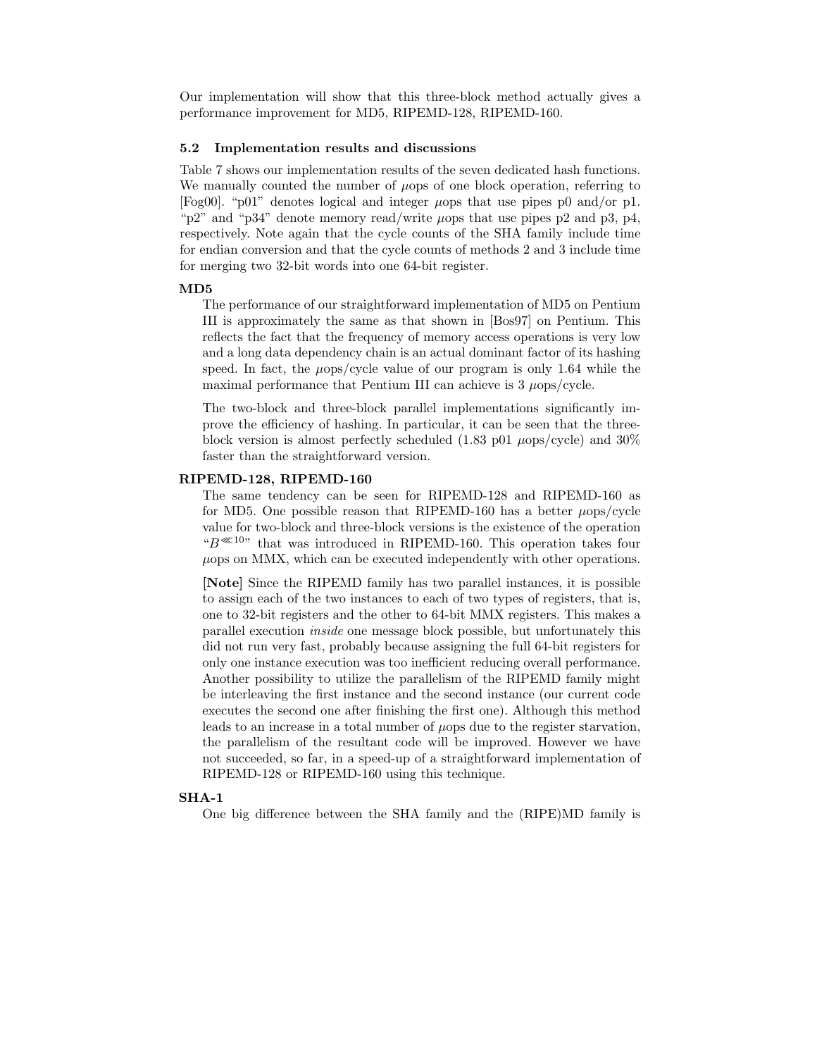Our implementation will show that this three-block method actually gives a performance improvement for MD5, RIPEMD-128, RIPEMD-160.

### 5.2 Implementation results and discussions

Table 7 shows our implementation results of the seven dedicated hash functions. We manually counted the number of $\mu$ops of one block operation, referring to [Fog00]. "p01" denotes logical and integer $\mu$ops that use pipes p0 and/or p1. "p2" and "p34" denote memory read/write $\mu$ops that use pipes p2 and p3, p4, respectively. Note again that the cycle counts of the SHA family include time for endian conversion and that the cycle counts of methods 2 and 3 include time for merging two 32-bit words into one 64-bit register.

**MD5**

The performance of our straightforward implementation of MD5 on Pentium III is approximately the same as that shown in [Bos97] on Pentium. This reflects the fact that the frequency of memory access operations is very low and a long data dependency chain is an actual dominant factor of its hashing speed. In fact, the $\mu$ops/cycle value of our program is only 1.64 while the maximal performance that Pentium III can achieve is 3 $\mu$ops/cycle.

The two-block and three-block parallel implementations significantly improve the efficiency of hashing. In particular, it can be seen that the three-block version is almost perfectly scheduled (1.83 p01 $\mu$ops/cycle) and 30% faster than the straightforward version.

**RIPEMD-128, RIPEMD-160**

The same tendency can be seen for RIPEMD-128 and RIPEMD-160 as for MD5. One possible reason that RIPEMD-160 has a better $\mu$ops/cycle value for two-block and three-block versions is the existence of the operation "$B^{\lll 10}$" that was introduced in RIPEMD-160. This operation takes four $\mu$ops on MMX, which can be executed independently with other operations.

[**Note**] Since the RIPEMD family has two parallel instances, it is possible to assign each of the two instances to each of two types of registers, that is, one to 32-bit registers and the other to 64-bit MMX registers. This makes a parallel execution *inside* one message block possible, but unfortunately this did not run very fast, probably because assigning the full 64-bit registers for only one instance execution was too inefficient reducing overall performance. Another possibility to utilize the parallelism of the RIPEMD family might be interleaving the first instance and the second instance (our current code executes the second one after finishing the first one). Although this method leads to an increase in a total number of $\mu$ops due to the register starvation, the parallelism of the resultant code will be improved. However we have not succeeded, so far, in a speed-up of a straightforward implementation of RIPEMD-128 or RIPEMD-160 using this technique.

**SHA-1**

One big difference between the SHA family and the (RIPE)MD family is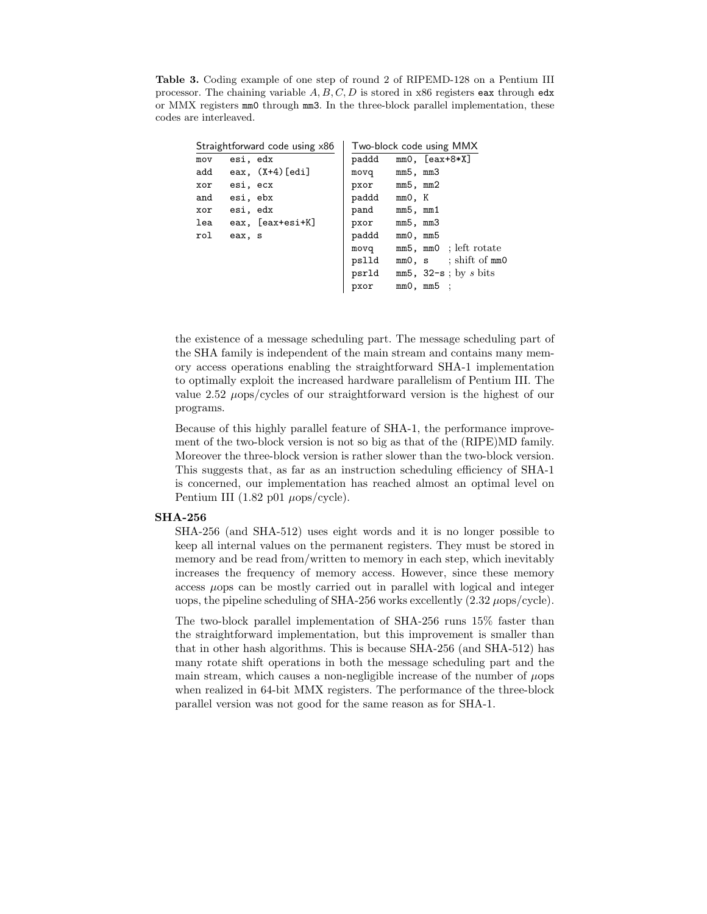**Table 3.** Coding example of one step of round 2 of RIPEMD-128 on a Pentium III processor. The chaining variable $A, B, C, D$ is stored in x86 registers `eax` through `edx` or MMX registers `mm0` through `mm3`. In the three-block parallel implementation, these codes are interleaved.

| Straightforward code using x86 | Two-block code using MMX |
|---|---|
| `mov esi, edx` | `paddd mm0, [eax+8*X]` |
| `add eax, (X+4)[edi]` | `movq mm5, mm3` |
| `xor esi, ecx` | `pxor mm5, mm2` |
| `and esi, ebx` | `paddd mm0, K` |
| `xor esi, edx` | `pand mm5, mm1` |
| `lea eax, [eax+esi+K]` | `pxor mm5, mm3` |
| `rol eax, s` | `paddd mm0, mm5` |
| | `movq mm5, mm0` ; left rotate |
| | `pslld mm0, s` ; shift of `mm0` |
| | `psrld mm5, 32-s` ; by $s$ bits |
| | `pxor mm0, mm5` ; |

the existence of a message scheduling part. The message scheduling part of the SHA family is independent of the main stream and contains many memory access operations enabling the straightforward SHA-1 implementation to optimally exploit the increased hardware parallelism of Pentium III. The value 2.52 $\mu$ops/cycles of our straightforward version is the highest of our programs.

Because of this highly parallel feature of SHA-1, the performance improvement of the two-block version is not so big as that of the (RIPE)MD family. Moreover the three-block version is rather slower than the two-block version. This suggests that, as far as an instruction scheduling efficiency of SHA-1 is concerned, our implementation has reached almost an optimal level on Pentium III (1.82 p01 $\mu$ops/cycle).

**SHA-256**

SHA-256 (and SHA-512) uses eight words and it is no longer possible to keep all internal values on the permanent registers. They must be stored in memory and be read from/written to memory in each step, which inevitably increases the frequency of memory access. However, since these memory access $\mu$ops can be mostly carried out in parallel with logical and integer uops, the pipeline scheduling of SHA-256 works excellently (2.32 $\mu$ops/cycle).

The two-block parallel implementation of SHA-256 runs 15% faster than the straightforward implementation, but this improvement is smaller than that in other hash algorithms. This is because SHA-256 (and SHA-512) has many rotate shift operations in both the message scheduling part and the main stream, which causes a non-negligible increase of the number of $\mu$ops when realized in 64-bit MMX registers. The performance of the three-block parallel version was not good for the same reason as for SHA-1.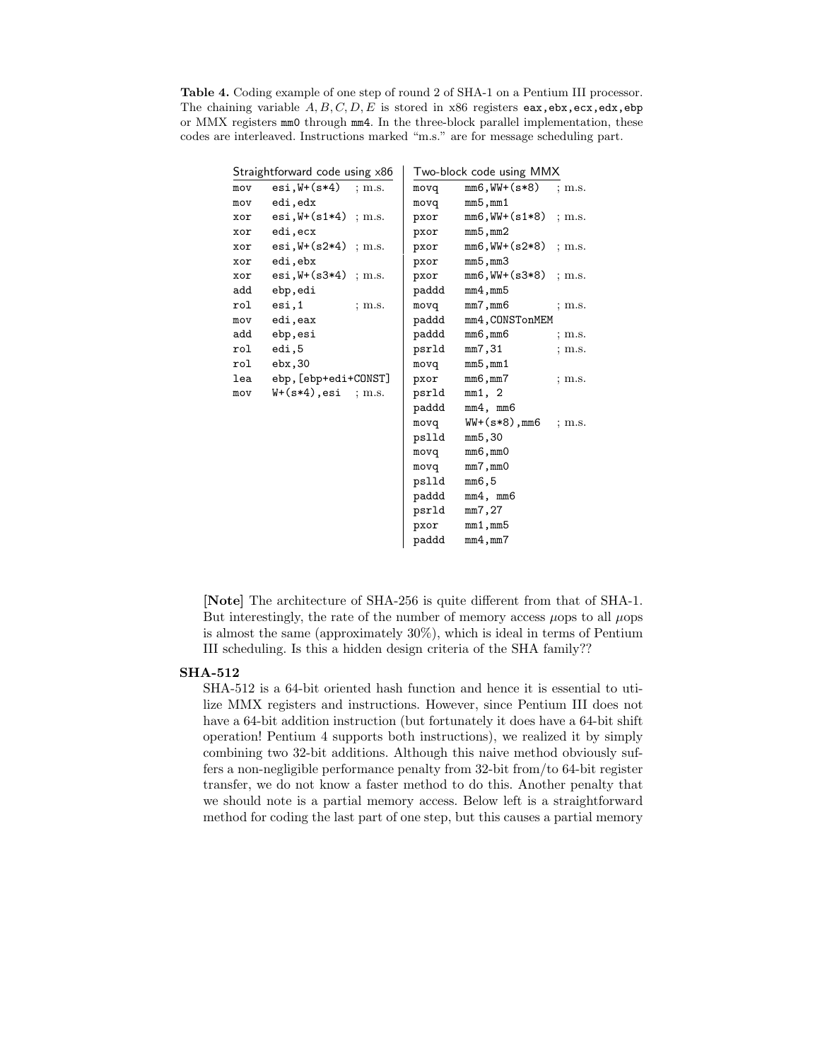**Table 4.** Coding example of one step of round 2 of SHA-1 on a Pentium III processor. The chaining variable $A, B, C, D, E$ is stored in x86 registers `eax,ebx,ecx,edx,ebp` or MMX registers `mm0` through `mm4`. In the three-block parallel implementation, these codes are interleaved. Instructions marked "m.s." are for message scheduling part.

| Straightforward code using x86 | Two-block code using MMX |
|---|---|
| `mov esi,W+(s*4)` ; m.s. | `movq mm6,WW+(s*8)` ; m.s. |
| `mov edi,edx` | `movq mm5,mm1` |
| `xor esi,W+(s1*4)` ; m.s. | `pxor mm6,WW+(s1*8)` ; m.s. |
| `xor edi,ecx` | `pxor mm5,mm2` |
| `xor esi,W+(s2*4)` ; m.s. | `pxor mm6,WW+(s2*8)` ; m.s. |
| `xor edi,ebx` | `pxor mm5,mm3` |
| `xor esi,W+(s3*4)` ; m.s. | `pxor mm6,WW+(s3*8)` ; m.s. |
| `add ebp,edi` | `paddd mm4,mm5` |
| `rol esi,1` ; m.s. | `movq mm7,mm6` ; m.s. |
| `mov edi,eax` | `paddd mm4,CONSTonMEM` |
| `add ebp,esi` | `paddd mm6,mm6` ; m.s. |
| `rol edi,5` | `psrld mm7,31` ; m.s. |
| `rol ebx,30` | `movq mm5,mm1` |
| `lea ebp,[ebp+edi+CONST]` | `pxor mm6,mm7` ; m.s. |
| `mov W+(s*4),esi` ; m.s. | `psrld mm1, 2` |
| | `paddd mm4, mm6` |
| | `movq WW+(s*8),mm6` ; m.s. |
| | `pslld mm5,30` |
| | `movq mm6,mm0` |
| | `movq mm7,mm0` |
| | `pslld mm6,5` |
| | `paddd mm4, mm6` |
| | `psrld mm7,27` |
| | `pxor mm1,mm5` |
| | `paddd mm4,mm7` |

**[Note]** The architecture of SHA-256 is quite different from that of SHA-1. But interestingly, the rate of the number of memory access $\mu$ops to all $\mu$ops is almost the same (approximately 30%), which is ideal in terms of Pentium III scheduling. Is this a hidden design criteria of the SHA family??

**SHA-512**

SHA-512 is a 64-bit oriented hash function and hence it is essential to utilize MMX registers and instructions. However, since Pentium III does not have a 64-bit addition instruction (but fortunately it does have a 64-bit shift operation! Pentium 4 supports both instructions), we realized it by simply combining two 32-bit additions. Although this naive method obviously suffers a non-negligible performance penalty from 32-bit from/to 64-bit register transfer, we do not know a faster method to do this. Another penalty that we should note is a partial memory access. Below left is a straightforward method for coding the last part of one step, but this causes a partial memory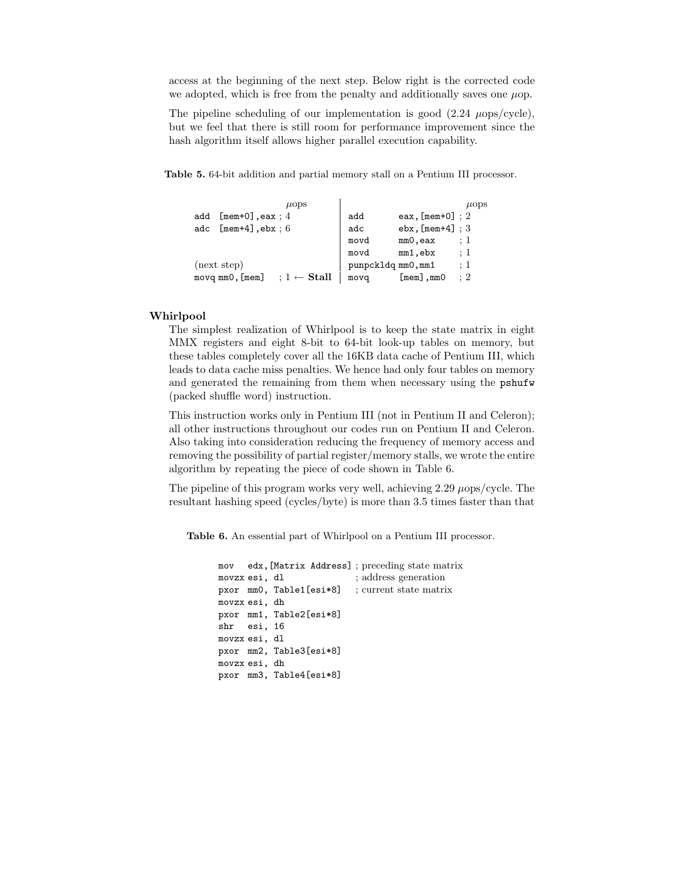access at the beginning of the next step. Below right is the corrected code we adopted, which is free from the penalty and additionally saves one $\mu$op.

The pipeline scheduling of our implementation is good (2.24 $\mu$ops/cycle), but we feel that there is still room for performance improvement since the hash algorithm itself allows higher parallel execution capability.

**Table 5.** 64-bit addition and partial memory stall on a Pentium III processor.

| | $\mu$ops | | $\mu$ops |
|---|---|---|---|
| `add [mem+0],eax` | ; 4 | `add eax,[mem+0]` | ; 2 |
| `adc [mem+4],ebx` | ; 6 | `adc ebx,[mem+4]` | ; 3 |
| | | `movd mm0,eax` | ; 1 |
| | | `movd mm1,ebx` | ; 1 |
| (next step) | | `punpckldq mm0,mm1` | ; 1 |
| `movq mm0,[mem]` | ; 1 ← **Stall** | `movq [mem],mm0` | ; 2 |

### Whirlpool

The simplest realization of Whirlpool is to keep the state matrix in eight MMX registers and eight 8-bit to 64-bit look-up tables on memory, but these tables completely cover all the 16KB data cache of Pentium III, which leads to data cache miss penalties. We hence had only four tables on memory and generated the remaining from them when necessary using the `pshufw` (packed shuffle word) instruction.

This instruction works only in Pentium III (not in Pentium II and Celeron); all other instructions throughout our codes run on Pentium II and Celeron. Also taking into consideration reducing the frequency of memory access and removing the possibility of partial register/memory stalls, we wrote the entire algorithm by repeating the piece of code shown in Table 6.

The pipeline of this program works very well, achieving 2.29 $\mu$ops/cycle. The resultant hashing speed (cycles/byte) is more than 3.5 times faster than that

**Table 6.** An essential part of Whirlpool on a Pentium III processor.

```
mov   edx,[Matrix Address] ; preceding state matrix
movzx esi, dl              ; address generation
pxor  mm0, Table1[esi*8]   ; current state matrix
movzx esi, dh
pxor  mm1, Table2[esi*8]
shr   esi, 16
movzx esi, dl
pxor  mm2, Table3[esi*8]
movzx esi, dh
pxor  mm3, Table4[esi*8]
```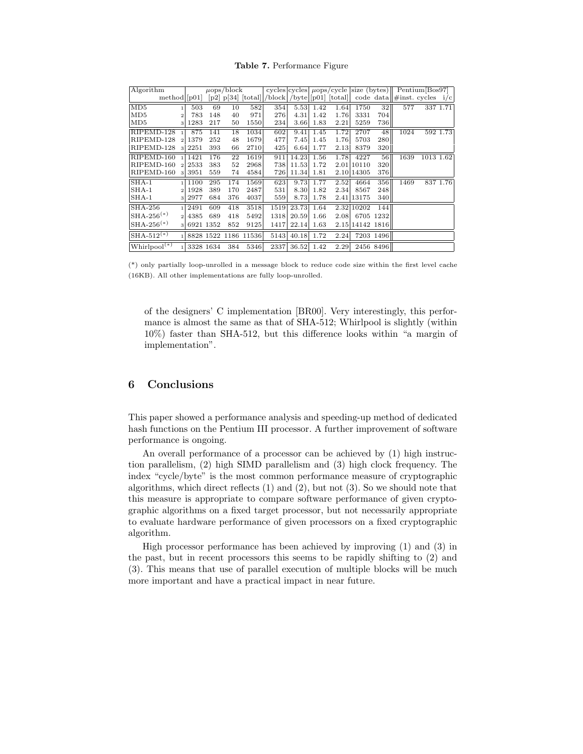**Table 7.** Performance Figure

| Algorithm | method | μops/block [p01] | [p2] | [p34] | [total] | cycles /block | cycles /byte | μops/cycle [p01] | [total] | size (bytes) code | data | Pentium[Bos97] #inst. | cycles | i/c |
|---|---|---|---|---|---|---|---|---|---|---|---|---|---|---|
| MD5 | 1 | 503 | 69 | 10 | 582 | 354 | 5.53 | 1.42 | 1.64 | 1750 | 32 | 577 | 337 | 1.71 |
| MD5 | 2 | 783 | 148 | 40 | 971 | 276 | 4.31 | 1.42 | 1.76 | 3331 | 704 | | | |
| MD5 | 3 | 1283 | 217 | 50 | 1550 | 234 | 3.66 | 1.83 | 2.21 | 5259 | 736 | | | |
| RIPEMD-128 | 1 | 875 | 141 | 18 | 1034 | 602 | 9.41 | 1.45 | 1.72 | 2707 | 48 | 1024 | 592 | 1.73 |
| RIPEMD-128 | 2 | 1379 | 252 | 48 | 1679 | 477 | 7.45 | 1.45 | 1.76 | 5703 | 280 | | | |
| RIPEMD-128 | 3 | 2251 | 393 | 66 | 2710 | 425 | 6.64 | 1.77 | 2.13 | 8379 | 320 | | | |
| RIPEMD-160 | 1 | 1421 | 176 | 22 | 1619 | 911 | 14.23 | 1.56 | 1.78 | 4227 | 56 | 1639 | 1013 | 1.62 |
| RIPEMD-160 | 2 | 2533 | 383 | 52 | 2968 | 738 | 11.53 | 1.72 | 2.01 | 10110 | 320 | | | |
| RIPEMD-160 | 3 | 3951 | 559 | 74 | 4584 | 726 | 11.34 | 1.81 | 2.10 | 14305 | 376 | | | |
| SHA-1 | 1 | 1100 | 295 | 174 | 1569 | 623 | 9.73 | 1.77 | 2.52 | 4664 | 356 | 1469 | 837 | 1.76 |
| SHA-1 | 2 | 1928 | 389 | 170 | 2487 | 531 | 8.30 | 1.82 | 2.34 | 8567 | 248 | | | |
| SHA-1 | 3 | 2977 | 684 | 376 | 4037 | 559 | 8.73 | 1.78 | 2.41 | 13175 | 340 | | | |
| SHA-256 | 1 | 2491 | 609 | 418 | 3518 | 1519 | 23.73 | 1.64 | 2.32 | 10202 | 144 | | | |
| SHA-256(*) | 2 | 4385 | 689 | 418 | 5492 | 1318 | 20.59 | 1.66 | 2.08 | 6705 | 1232 | | | |
| SHA-256(*) | 3 | 6921 | 1352 | 852 | 9125 | 1417 | 22.14 | 1.63 | 2.15 | 14142 | 1816 | | | |
| SHA-512(*) | 1 | 8828 | 1522 | 1186 | 11536 | 5143 | 40.18 | 1.72 | 2.24 | 7203 | 1496 | | | |
| Whirlpool(*) | 1 | 3328 | 1634 | 384 | 5346 | 2337 | 36.52 | 1.42 | 2.29 | 2456 | 8496 | | | |

(*) only partially loop-unrolled in a message block to reduce code size within the first level cache (16KB). All other implementations are fully loop-unrolled.

of the designers' C implementation [BR00]. Very interestingly, this performance is almost the same as that of SHA-512; Whirlpool is slightly (within 10%) faster than SHA-512, but this difference looks within "a margin of implementation".

## 6 Conclusions

This paper showed a performance analysis and speeding-up method of dedicated hash functions on the Pentium III processor. A further improvement of software performance is ongoing.

An overall performance of a processor can be achieved by (1) high instruction parallelism, (2) high SIMD parallelism and (3) high clock frequency. The index "cycle/byte" is the most common performance measure of cryptographic algorithms, which direct reflects (1) and (2), but not (3). So we should note that this measure is appropriate to compare software performance of given cryptographic algorithms on a fixed target processor, but not necessarily appropriate to evaluate hardware performance of given processors on a fixed cryptographic algorithm.

High processor performance has been achieved by improving (1) and (3) in the past, but in recent processors this seems to be rapidly shifting to (2) and (3). This means that use of parallel execution of multiple blocks will be much more important and have a practical impact in near future.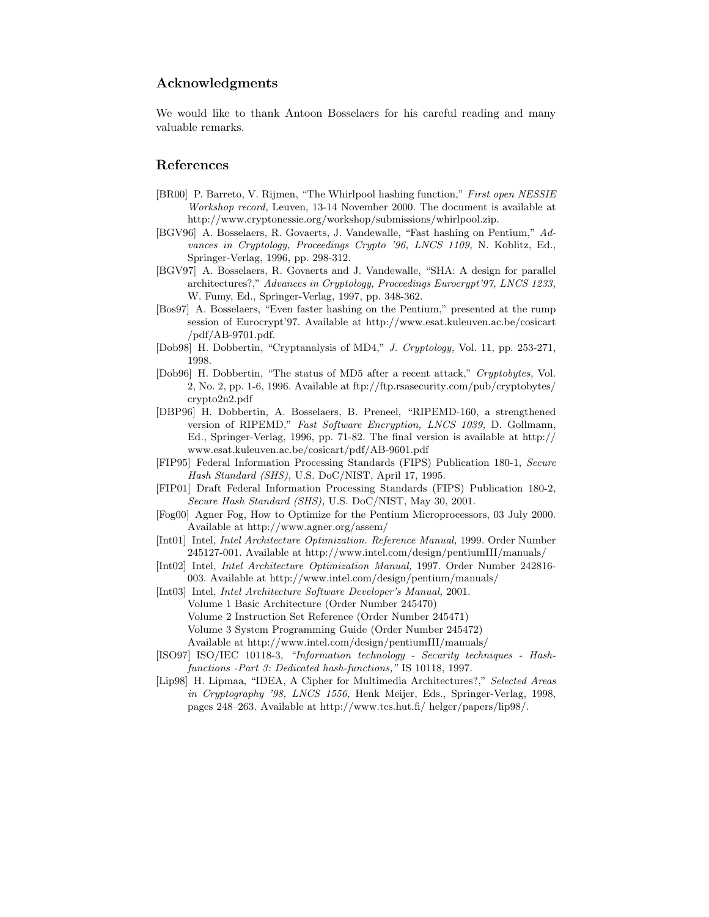## Acknowledgments

We would like to thank Antoon Bosselaers for his careful reading and many valuable remarks.

## References

[BR00] P. Barreto, V. Rijmen, "The Whirlpool hashing function," *First open NESSIE Workshop record,* Leuven, 13-14 November 2000. The document is available at http://www.cryptonessie.org/workshop/submissions/whirlpool.zip.

[BGV96] A. Bosselaers, R. Govaerts, J. Vandewalle, "Fast hashing on Pentium," *Advances in Cryptology, Proceedings Crypto '96, LNCS 1109,* N. Koblitz, Ed., Springer-Verlag, 1996, pp. 298-312.

[BGV97] A. Bosselaers, R. Govaerts and J. Vandewalle, "SHA: A design for parallel architectures?," *Advances in Cryptology, Proceedings Eurocrypt'97, LNCS 1233,* W. Fumy, Ed., Springer-Verlag, 1997, pp. 348-362.

[Bos97] A. Bosselaers, "Even faster hashing on the Pentium," presented at the rump session of Eurocrypt'97. Available at http://www.esat.kuleuven.ac.be/cosicart /pdf/AB-9701.pdf.

[Dob98] H. Dobbertin, "Cryptanalysis of MD4," *J. Cryptology,* Vol. 11, pp. 253-271, 1998.

[Dob96] H. Dobbertin, "The status of MD5 after a recent attack," *Cryptobytes,* Vol. 2, No. 2, pp. 1-6, 1996. Available at ftp://ftp.rsasecurity.com/pub/cryptobytes/ crypto2n2.pdf

[DBP96] H. Dobbertin, A. Bosselaers, B. Preneel, "RIPEMD-160, a strengthened version of RIPEMD," *Fast Software Encryption, LNCS 1039,* D. Gollmann, Ed., Springer-Verlag, 1996, pp. 71-82. The final version is available at http:// www.esat.kuleuven.ac.be/cosicart/pdf/AB-9601.pdf

[FIP95] Federal Information Processing Standards (FIPS) Publication 180-1, *Secure Hash Standard (SHS),* U.S. DoC/NIST, April 17, 1995.

[FIP01] Draft Federal Information Processing Standards (FIPS) Publication 180-2, *Secure Hash Standard (SHS),* U.S. DoC/NIST, May 30, 2001.

[Fog00] Agner Fog, How to Optimize for the Pentium Microprocessors, 03 July 2000. Available at http://www.agner.org/assem/

[Int01] Intel, *Intel Architecture Optimization. Reference Manual,* 1999. Order Number 245127-001. Available at http://www.intel.com/design/pentiumIII/manuals/

[Int02] Intel, *Intel Architecture Optimization Manual,* 1997. Order Number 242816-003. Available at http://www.intel.com/design/pentium/manuals/

[Int03] Intel, *Intel Architecture Software Developer's Manual,* 2001.
Volume 1 Basic Architecture (Order Number 245470)
Volume 2 Instruction Set Reference (Order Number 245471)
Volume 3 System Programming Guide (Order Number 245472)
Available at http://www.intel.com/design/pentiumIII/manuals/

[ISO97] ISO/IEC 10118-3, *"Information technology - Security techniques - Hash-functions -Part 3: Dedicated hash-functions,"* IS 10118, 1997.

[Lip98] H. Lipmaa, "IDEA, A Cipher for Multimedia Architectures?," *Selected Areas in Cryptography '98, LNCS 1556,* Henk Meijer, Eds., Springer-Verlag, 1998, pages 248–263. Available at http://www.tcs.hut.fi/ helger/papers/lip98/.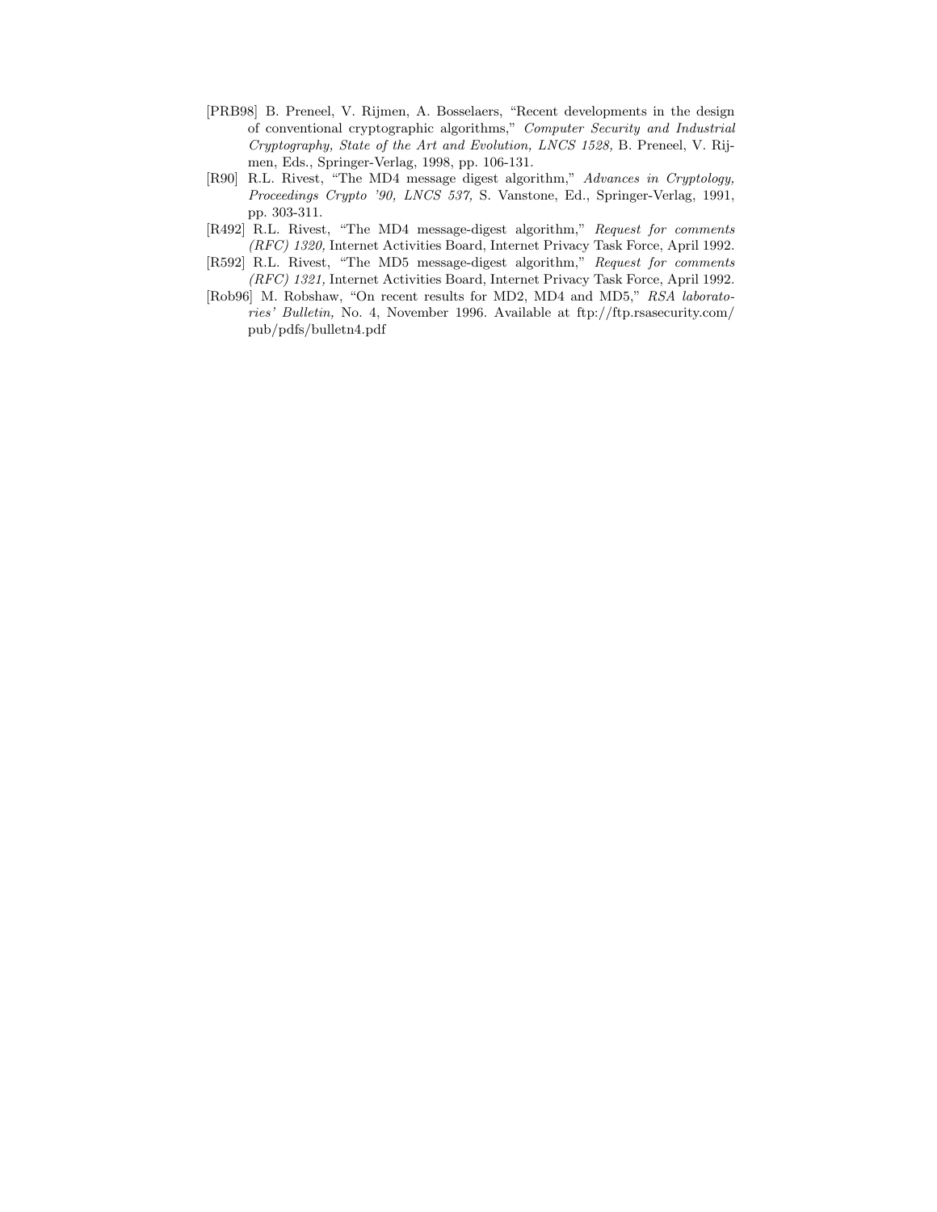[PRB98] B. Preneel, V. Rijmen, A. Bosselaers, "Recent developments in the design of conventional cryptographic algorithms," *Computer Security and Industrial Cryptography, State of the Art and Evolution, LNCS 1528,* B. Preneel, V. Rijmen, Eds., Springer-Verlag, 1998, pp. 106-131.

[R90] R.L. Rivest, "The MD4 message digest algorithm," *Advances in Cryptology, Proceedings Crypto '90, LNCS 537,* S. Vanstone, Ed., Springer-Verlag, 1991, pp. 303-311.

[R492] R.L. Rivest, "The MD4 message-digest algorithm," *Request for comments (RFC) 1320,* Internet Activities Board, Internet Privacy Task Force, April 1992.

[R592] R.L. Rivest, "The MD5 message-digest algorithm," *Request for comments (RFC) 1321,* Internet Activities Board, Internet Privacy Task Force, April 1992.

[Rob96] M. Robshaw, "On recent results for MD2, MD4 and MD5," *RSA laboratories' Bulletin,* No. 4, November 1996. Available at ftp://ftp.rsasecurity.com/pub/pdfs/bulletn4.pdf